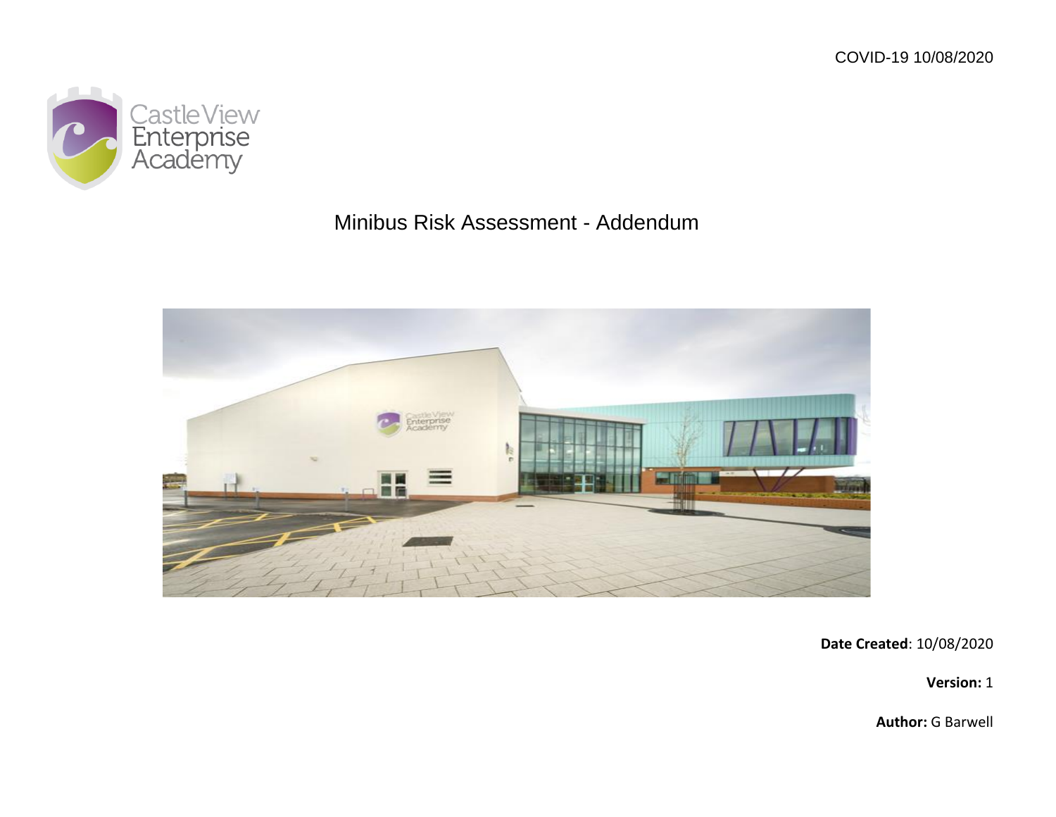COVID-19 10/08/2020

Castle View Enterprise Academy

# Minibus Risk Assessment - Addendum

**Date Created**: 10/08/2020

**Version:** 1

**Author:** G Barwell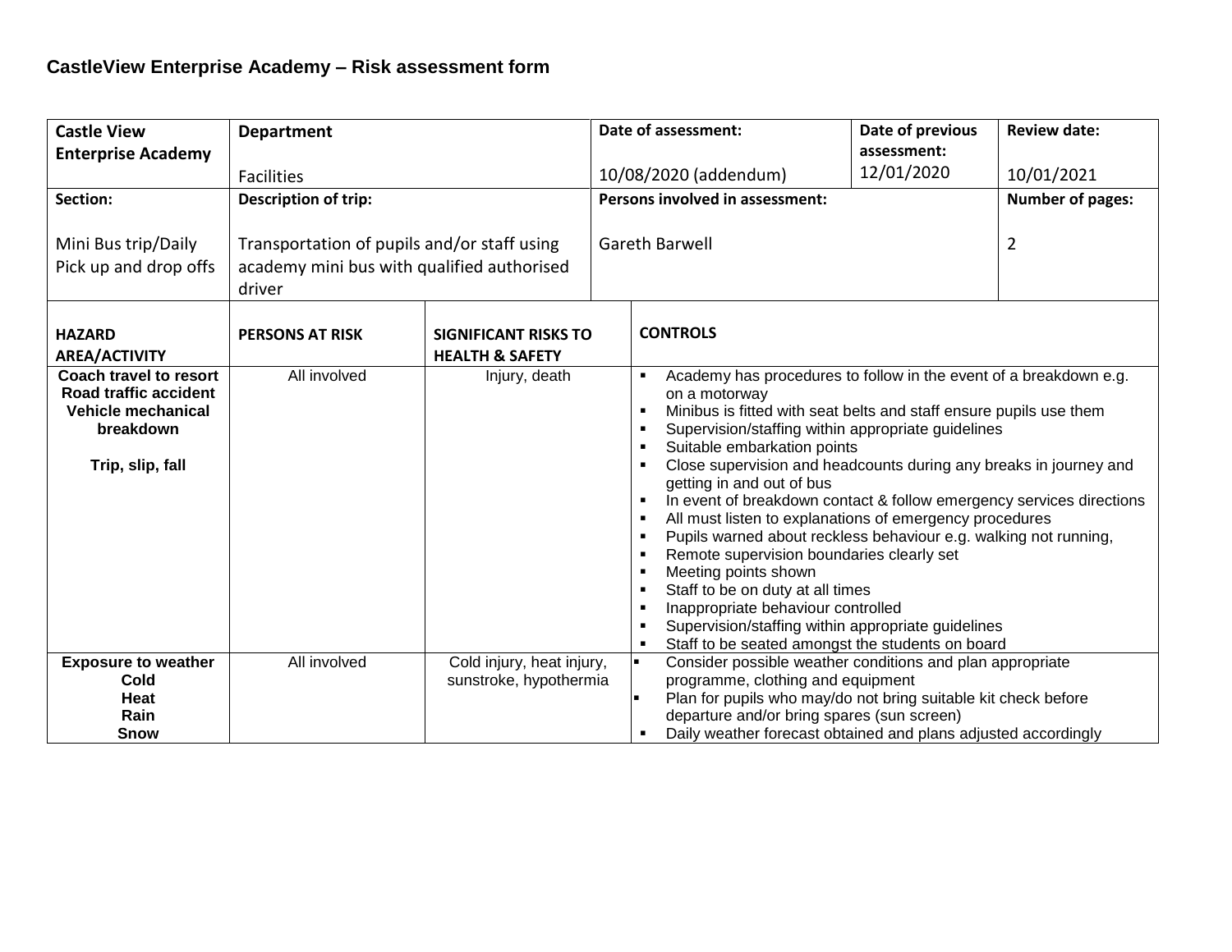## CastleView Enterprise Academy – Risk assessment form

| **Castle View Enterprise Academy** | **Department**<br><br>Facilities | | **Date of assessment:**<br><br>10/08/2020 (addendum) | **Date of previous assessment:**<br>12/01/2020 | **Review date:**<br><br>10/01/2021 |
|---|---|---|---|---|---|
| **Section:**<br><br>Mini Bus trip/Daily Pick up and drop offs | **Description of trip:**<br><br>Transportation of pupils and/or staff using academy mini bus with qualified authorised driver | | **Persons involved in assessment:**<br><br>Gareth Barwell | | **Number of pages:**<br><br>2 |

| **HAZARD AREA/ACTIVITY** | **PERSONS AT RISK** | **SIGNIFICANT RISKS TO HEALTH & SAFETY** | **CONTROLS** |
|---|---|---|---|
| **Coach travel to resort**<br>**Road traffic accident**<br>**Vehicle mechanical breakdown**<br><br>**Trip, slip, fall** | All involved | Injury, death | ▪ Academy has procedures to follow in the event of a breakdown e.g. on a motorway<br>▪ Minibus is fitted with seat belts and staff ensure pupils use them<br>▪ Supervision/staffing within appropriate guidelines<br>▪ Suitable embarkation points<br>▪ Close supervision and headcounts during any breaks in journey and getting in and out of bus<br>▪ In event of breakdown contact & follow emergency services directions<br>▪ All must listen to explanations of emergency procedures<br>▪ Pupils warned about reckless behaviour e.g. walking not running,<br>▪ Remote supervision boundaries clearly set<br>▪ Meeting points shown<br>▪ Staff to be on duty at all times<br>▪ Inappropriate behaviour controlled<br>▪ Supervision/staffing within appropriate guidelines<br>▪ Staff to be seated amongst the students on board |
| **Exposure to weather**<br>**Cold**<br>**Heat**<br>**Rain**<br>**Snow** | All involved | Cold injury, heat injury, sunstroke, hypothermia | ▪ Consider possible weather conditions and plan appropriate programme, clothing and equipment<br>▪ Plan for pupils who may/do not bring suitable kit check before departure and/or bring spares (sun screen)<br>▪ Daily weather forecast obtained and plans adjusted accordingly |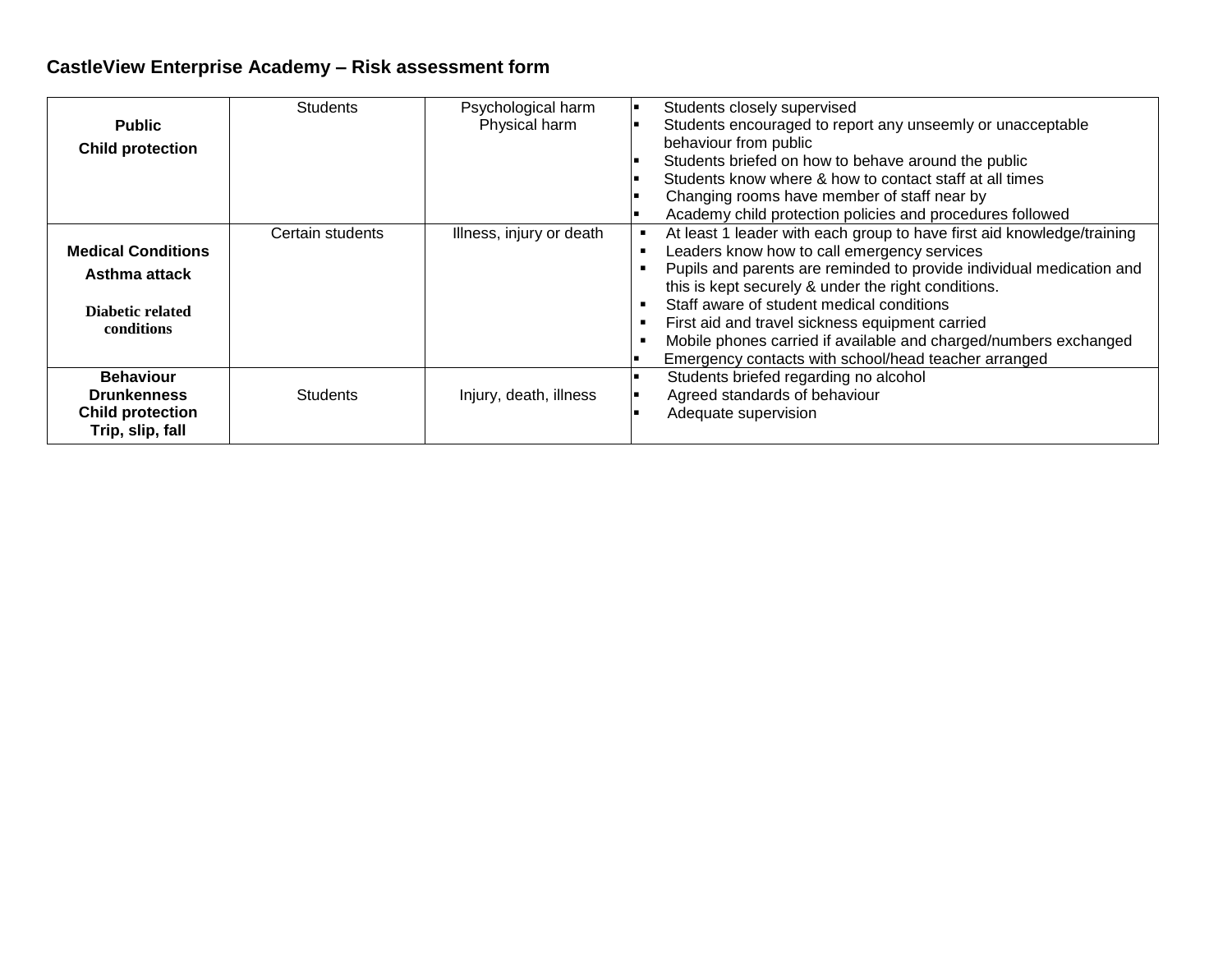**CastleView Enterprise Academy – Risk assessment form**

| | | | |
|---|---|---|---|
| **Public**<br>**Child protection** | Students | Psychological harm<br>Physical harm | ▪ Students closely supervised<br>▪ Students encouraged to report any unseemly or unacceptable behaviour from public<br>▪ Students briefed on how to behave around the public<br>▪ Students know where & how to contact staff at all times<br>▪ Changing rooms have member of staff near by<br>▪ Academy child protection policies and procedures followed |
| **Medical Conditions**<br>**Asthma attack**<br>**Diabetic related conditions** | Certain students | Illness, injury or death | ▪ At least 1 leader with each group to have first aid knowledge/training<br>▪ Leaders know how to call emergency services<br>▪ Pupils and parents are reminded to provide individual medication and this is kept securely & under the right conditions.<br>▪ Staff aware of student medical conditions<br>▪ First aid and travel sickness equipment carried<br>▪ Mobile phones carried if available and charged/numbers exchanged<br>▪ Emergency contacts with school/head teacher arranged |
| **Behaviour**<br>**Drunkenness**<br>**Child protection**<br>**Trip, slip, fall** | Students | Injury, death, illness | ▪ Students briefed regarding no alcohol<br>▪ Agreed standards of behaviour<br>▪ Adequate supervision |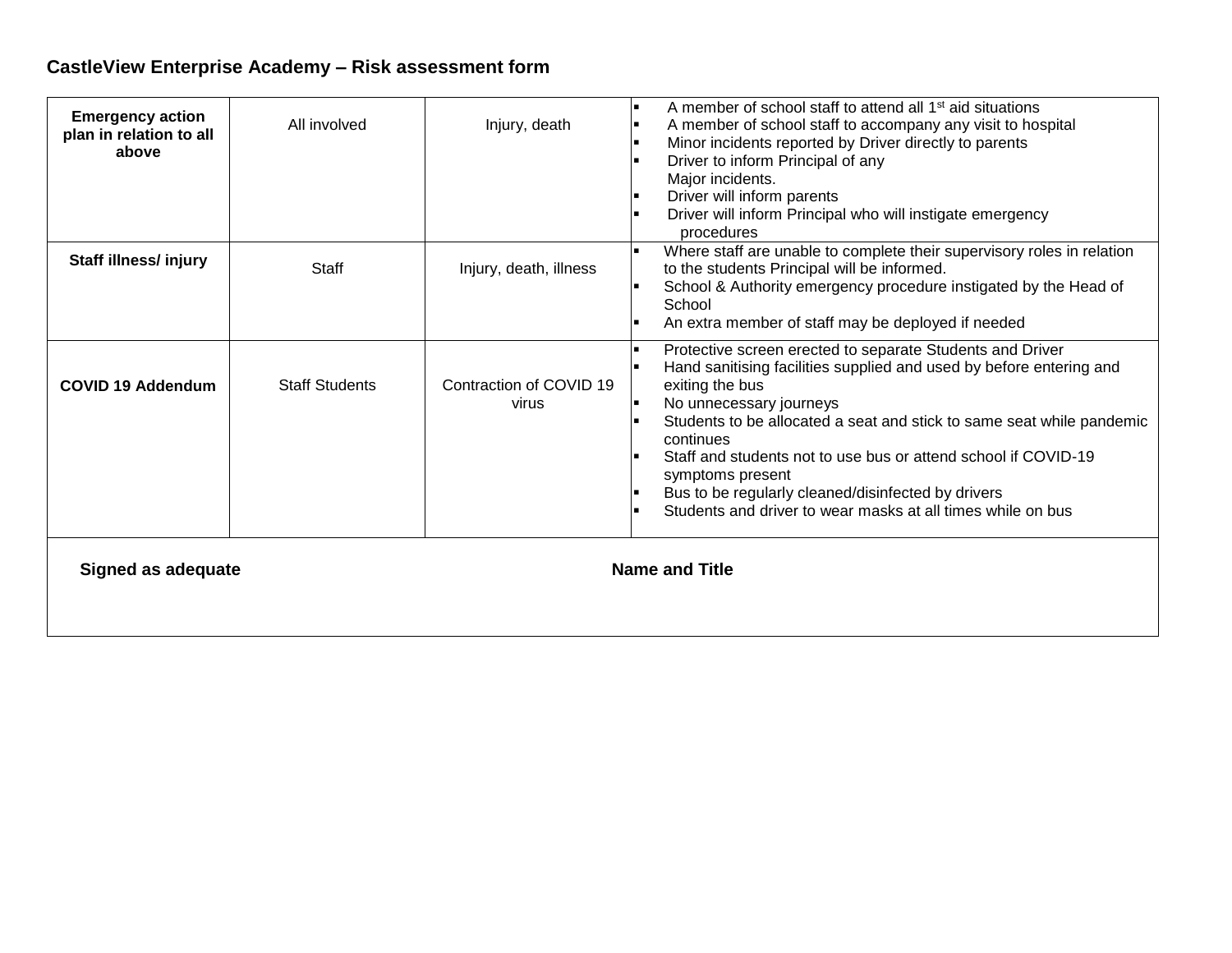**CastleView Enterprise Academy – Risk assessment form**

| | | | |
|---|---|---|---|
| **Emergency action plan in relation to all above** | All involved | Injury, death | ▪ A member of school staff to attend all 1st aid situations<br>▪ A member of school staff to accompany any visit to hospital<br>▪ Minor incidents reported by Driver directly to parents<br>▪ Driver to inform Principal of any Major incidents.<br>▪ Driver will inform parents<br>▪ Driver will inform Principal who will instigate emergency procedures |
| **Staff illness/ injury** | Staff | Injury, death, illness | ▪ Where staff are unable to complete their supervisory roles in relation to the students Principal will be informed.<br>▪ School & Authority emergency procedure instigated by the Head of School<br>▪ An extra member of staff may be deployed if needed |
| **COVID 19 Addendum** | Staff Students | Contraction of COVID 19 virus | ▪ Protective screen erected to separate Students and Driver<br>▪ Hand sanitising facilities supplied and used by before entering and exiting the bus<br>▪ No unnecessary journeys<br>▪ Students to be allocated a seat and stick to same seat while pandemic continues<br>▪ Staff and students not to use bus or attend school if COVID-19 symptoms present<br>▪ Bus to be regularly cleaned/disinfected by drivers<br>▪ Students and driver to wear masks at all times while on bus |
| **Signed as adequate** | | **Name and Title** | |